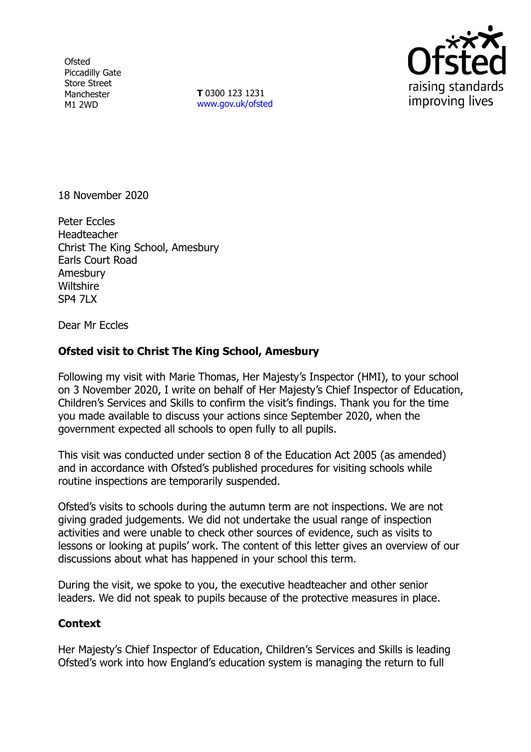Ofsted
Piccadilly Gate
Store Street
Manchester
M1 2WD

**T** 0300 123 1231
www.gov.uk/ofsted

18 November 2020

Peter Eccles
Headteacher
Christ The King School, Amesbury
Earls Court Road
Amesbury
Wiltshire
SP4 7LX

Dear Mr Eccles

**Ofsted visit to Christ The King School, Amesbury**

Following my visit with Marie Thomas, Her Majesty's Inspector (HMI), to your school on 3 November 2020, I write on behalf of Her Majesty's Chief Inspector of Education, Children's Services and Skills to confirm the visit's findings. Thank you for the time you made available to discuss your actions since September 2020, when the government expected all schools to open fully to all pupils.

This visit was conducted under section 8 of the Education Act 2005 (as amended) and in accordance with Ofsted's published procedures for visiting schools while routine inspections are temporarily suspended.

Ofsted's visits to schools during the autumn term are not inspections. We are not giving graded judgements. We did not undertake the usual range of inspection activities and were unable to check other sources of evidence, such as visits to lessons or looking at pupils' work. The content of this letter gives an overview of our discussions about what has happened in your school this term.

During the visit, we spoke to you, the executive headteacher and other senior leaders. We did not speak to pupils because of the protective measures in place.

**Context**

Her Majesty's Chief Inspector of Education, Children's Services and Skills is leading Ofsted's work into how England's education system is managing the return to full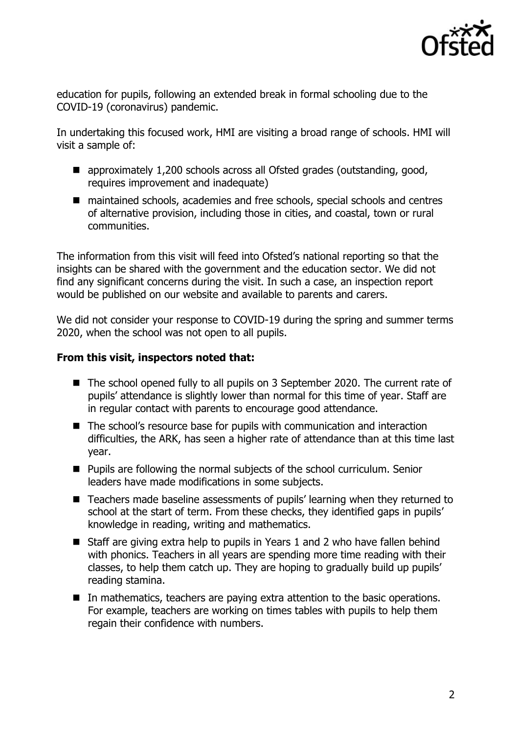education for pupils, following an extended break in formal schooling due to the COVID-19 (coronavirus) pandemic.

In undertaking this focused work, HMI are visiting a broad range of schools. HMI will visit a sample of:

- approximately 1,200 schools across all Ofsted grades (outstanding, good, requires improvement and inadequate)
- maintained schools, academies and free schools, special schools and centres of alternative provision, including those in cities, and coastal, town or rural communities.

The information from this visit will feed into Ofsted's national reporting so that the insights can be shared with the government and the education sector. We did not find any significant concerns during the visit. In such a case, an inspection report would be published on our website and available to parents and carers.

We did not consider your response to COVID-19 during the spring and summer terms 2020, when the school was not open to all pupils.

**From this visit, inspectors noted that:**

- The school opened fully to all pupils on 3 September 2020. The current rate of pupils' attendance is slightly lower than normal for this time of year. Staff are in regular contact with parents to encourage good attendance.
- The school's resource base for pupils with communication and interaction difficulties, the ARK, has seen a higher rate of attendance than at this time last year.
- Pupils are following the normal subjects of the school curriculum. Senior leaders have made modifications in some subjects.
- Teachers made baseline assessments of pupils' learning when they returned to school at the start of term. From these checks, they identified gaps in pupils' knowledge in reading, writing and mathematics.
- Staff are giving extra help to pupils in Years 1 and 2 who have fallen behind with phonics. Teachers in all years are spending more time reading with their classes, to help them catch up. They are hoping to gradually build up pupils' reading stamina.
- In mathematics, teachers are paying extra attention to the basic operations. For example, teachers are working on times tables with pupils to help them regain their confidence with numbers.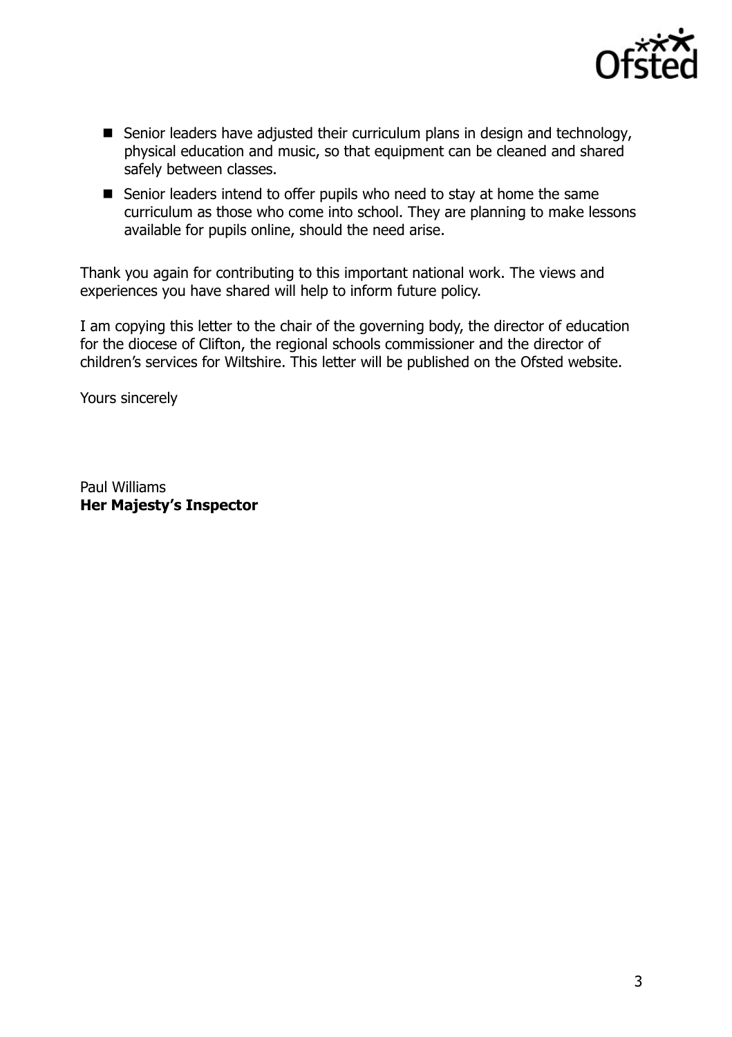- Senior leaders have adjusted their curriculum plans in design and technology, physical education and music, so that equipment can be cleaned and shared safely between classes.
- Senior leaders intend to offer pupils who need to stay at home the same curriculum as those who come into school. They are planning to make lessons available for pupils online, should the need arise.

Thank you again for contributing to this important national work. The views and experiences you have shared will help to inform future policy.

I am copying this letter to the chair of the governing body, the director of education for the diocese of Clifton, the regional schools commissioner and the director of children's services for Wiltshire. This letter will be published on the Ofsted website.

Yours sincerely

Paul Williams
**Her Majesty's Inspector**